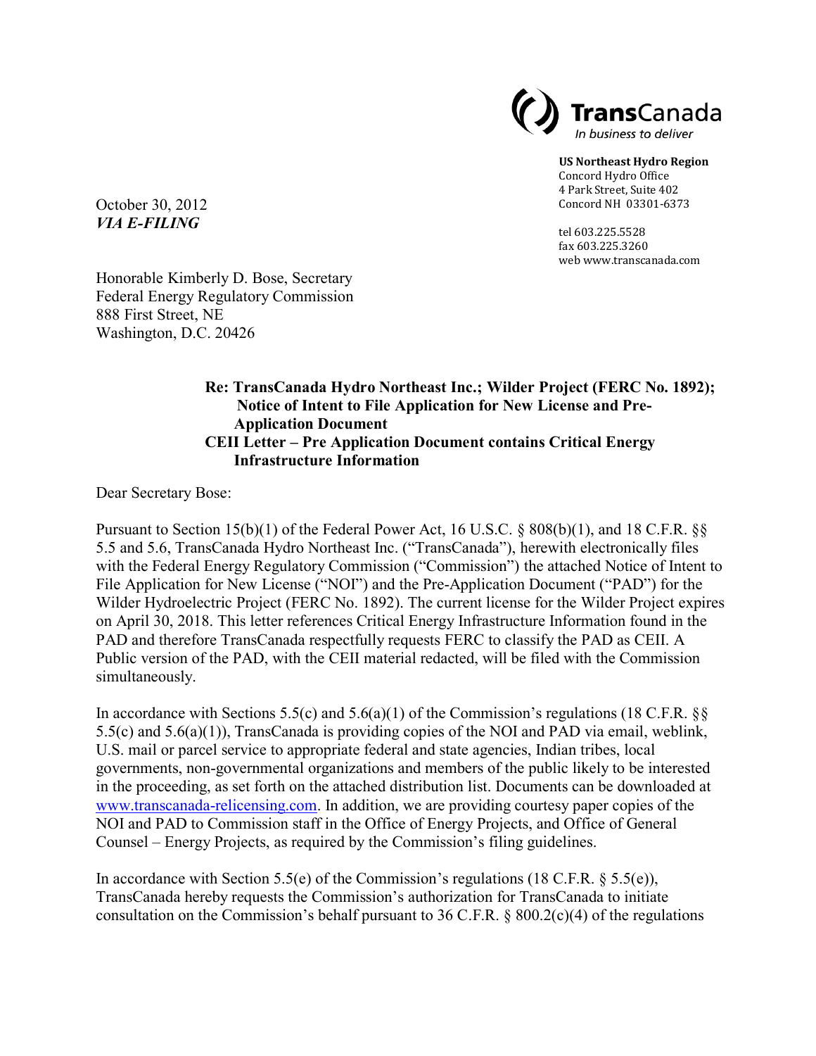TransCanada
*In business to deliver*

**US Northeast Hydro Region**
Concord Hydro Office
4 Park Street, Suite 402
Concord NH 03301-6373

tel 603.225.5528
fax 603.225.3260
web www.transcanada.com

October 30, 2012
***VIA E-FILING***

Honorable Kimberly D. Bose, Secretary
Federal Energy Regulatory Commission
888 First Street, NE
Washington, D.C. 20426

**Re: TransCanada Hydro Northeast Inc.; Wilder Project (FERC No. 1892); Notice of Intent to File Application for New License and Pre-Application Document**
**CEII Letter – Pre Application Document contains Critical Energy Infrastructure Information**

Dear Secretary Bose:

Pursuant to Section 15(b)(1) of the Federal Power Act, 16 U.S.C. § 808(b)(1), and 18 C.F.R. §§ 5.5 and 5.6, TransCanada Hydro Northeast Inc. ("TransCanada"), herewith electronically files with the Federal Energy Regulatory Commission ("Commission") the attached Notice of Intent to File Application for New License ("NOI") and the Pre-Application Document ("PAD") for the Wilder Hydroelectric Project (FERC No. 1892). The current license for the Wilder Project expires on April 30, 2018. This letter references Critical Energy Infrastructure Information found in the PAD and therefore TransCanada respectfully requests FERC to classify the PAD as CEII. A Public version of the PAD, with the CEII material redacted, will be filed with the Commission simultaneously.

In accordance with Sections 5.5(c) and 5.6(a)(1) of the Commission's regulations (18 C.F.R. §§ 5.5(c) and 5.6(a)(1)), TransCanada is providing copies of the NOI and PAD via email, weblink, U.S. mail or parcel service to appropriate federal and state agencies, Indian tribes, local governments, non-governmental organizations and members of the public likely to be interested in the proceeding, as set forth on the attached distribution list. Documents can be downloaded at www.transcanada-relicensing.com. In addition, we are providing courtesy paper copies of the NOI and PAD to Commission staff in the Office of Energy Projects, and Office of General Counsel – Energy Projects, as required by the Commission's filing guidelines.

In accordance with Section 5.5(e) of the Commission's regulations (18 C.F.R. § 5.5(e)), TransCanada hereby requests the Commission's authorization for TransCanada to initiate consultation on the Commission's behalf pursuant to 36 C.F.R. § 800.2(c)(4) of the regulations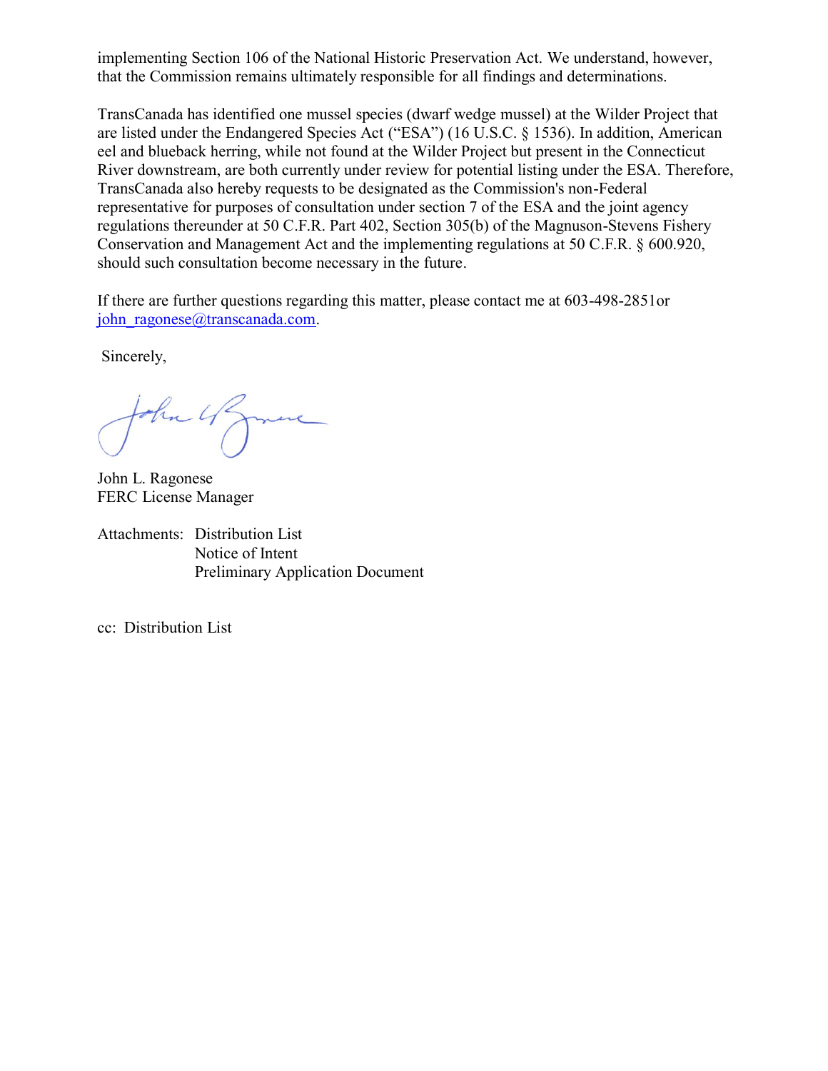implementing Section 106 of the National Historic Preservation Act. We understand, however, that the Commission remains ultimately responsible for all findings and determinations.

TransCanada has identified one mussel species (dwarf wedge mussel) at the Wilder Project that are listed under the Endangered Species Act ("ESA") (16 U.S.C. § 1536). In addition, American eel and blueback herring, while not found at the Wilder Project but present in the Connecticut River downstream, are both currently under review for potential listing under the ESA. Therefore, TransCanada also hereby requests to be designated as the Commission's non-Federal representative for purposes of consultation under section 7 of the ESA and the joint agency regulations thereunder at 50 C.F.R. Part 402, Section 305(b) of the Magnuson-Stevens Fishery Conservation and Management Act and the implementing regulations at 50 C.F.R. § 600.920, should such consultation become necessary in the future.

If there are further questions regarding this matter, please contact me at 603-498-2851or john_ragonese@transcanada.com.

Sincerely,

John L. Ragonese
FERC License Manager

Attachments: Distribution List
Notice of Intent
Preliminary Application Document

cc: Distribution List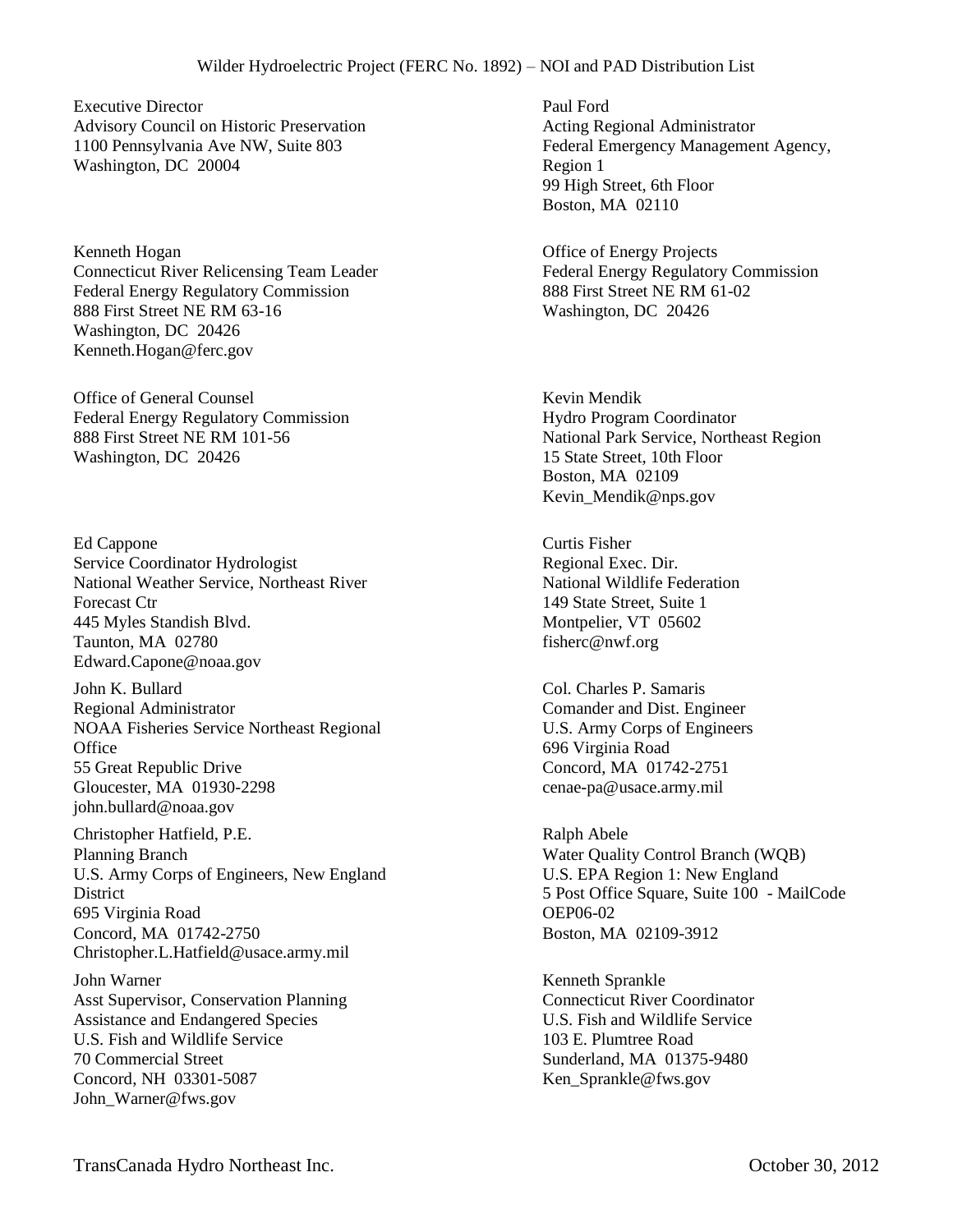Executive Director
Advisory Council on Historic Preservation
1100 Pennsylvania Ave NW, Suite 803
Washington, DC 20004

Paul Ford
Acting Regional Administrator
Federal Emergency Management Agency, Region 1
99 High Street, 6th Floor
Boston, MA 02110

Kenneth Hogan
Connecticut River Relicensing Team Leader
Federal Energy Regulatory Commission
888 First Street NE RM 63-16
Washington, DC 20426
Kenneth.Hogan@ferc.gov

Office of Energy Projects
Federal Energy Regulatory Commission
888 First Street NE RM 61-02
Washington, DC 20426

Office of General Counsel
Federal Energy Regulatory Commission
888 First Street NE RM 101-56
Washington, DC 20426

Kevin Mendik
Hydro Program Coordinator
National Park Service, Northeast Region
15 State Street, 10th Floor
Boston, MA 02109
Kevin_Mendik@nps.gov

Ed Cappone
Service Coordinator Hydrologist
National Weather Service, Northeast River Forecast Ctr
445 Myles Standish Blvd.
Taunton, MA 02780
Edward.Capone@noaa.gov

Curtis Fisher
Regional Exec. Dir.
National Wildlife Federation
149 State Street, Suite 1
Montpelier, VT 05602
fisherc@nwf.org

John K. Bullard
Regional Administrator
NOAA Fisheries Service Northeast Regional Office
55 Great Republic Drive
Gloucester, MA 01930-2298
john.bullard@noaa.gov

Col. Charles P. Samaris
Comander and Dist. Engineer
U.S. Army Corps of Engineers
696 Virginia Road
Concord, MA 01742-2751
cenae-pa@usace.army.mil

Christopher Hatfield, P.E.
Planning Branch
U.S. Army Corps of Engineers, New England District
695 Virginia Road
Concord, MA 01742-2750
Christopher.L.Hatfield@usace.army.mil

Ralph Abele
Water Quality Control Branch (WQB)
U.S. EPA Region 1: New England
5 Post Office Square, Suite 100 - MailCode OEP06-02
Boston, MA 02109-3912

John Warner
Asst Supervisor, Conservation Planning Assistance and Endangered Species
U.S. Fish and Wildlife Service
70 Commercial Street
Concord, NH 03301-5087
John_Warner@fws.gov

Kenneth Sprankle
Connecticut River Coordinator
U.S. Fish and Wildlife Service
103 E. Plumtree Road
Sunderland, MA 01375-9480
Ken_Sprankle@fws.gov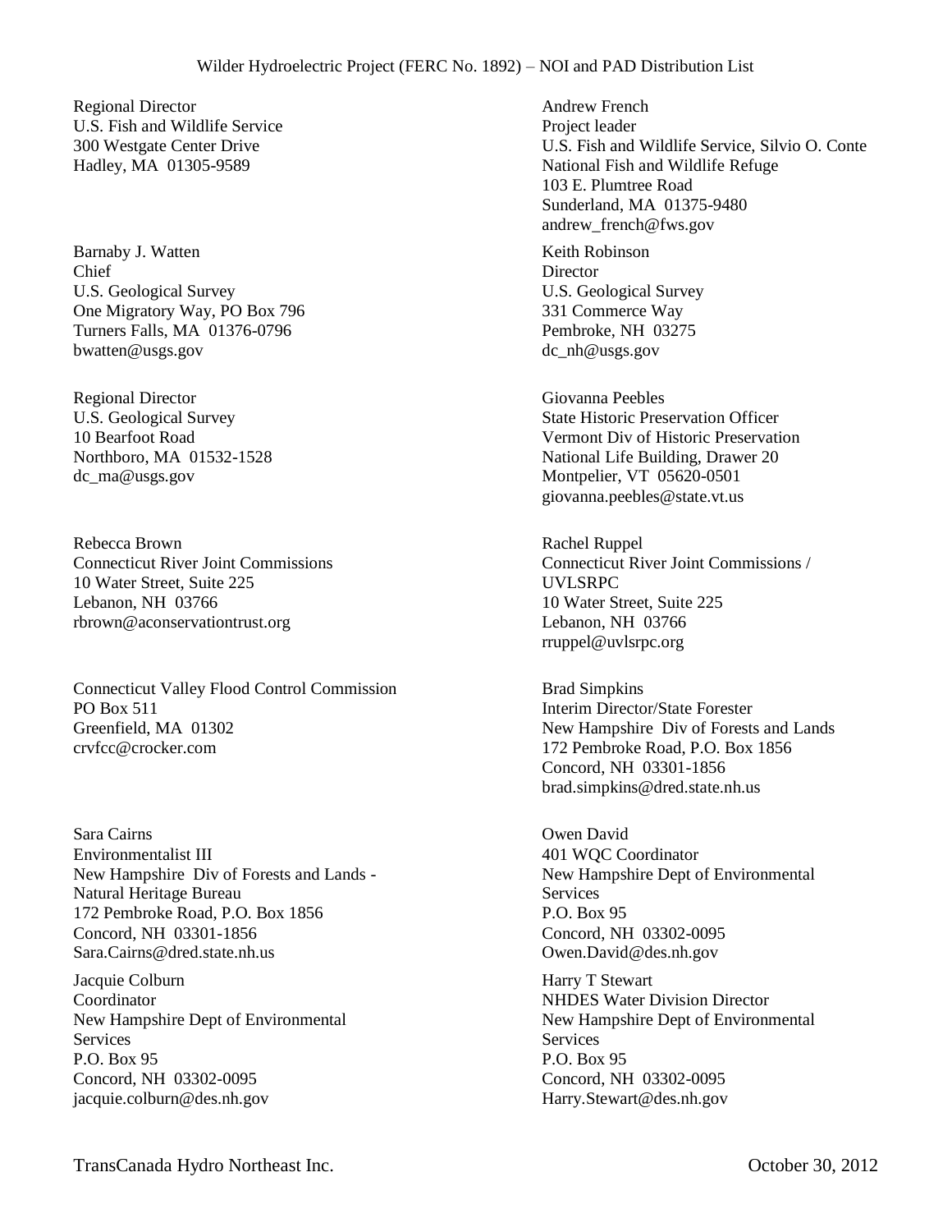Regional Director
U.S. Fish and Wildlife Service
300 Westgate Center Drive
Hadley, MA 01305-9589

Andrew French
Project leader
U.S. Fish and Wildlife Service, Silvio O. Conte National Fish and Wildlife Refuge
103 E. Plumtree Road
Sunderland, MA 01375-9480
andrew_french@fws.gov

Barnaby J. Watten
Chief
U.S. Geological Survey
One Migratory Way, PO Box 796
Turners Falls, MA 01376-0796
bwatten@usgs.gov

Keith Robinson
Director
U.S. Geological Survey
331 Commerce Way
Pembroke, NH 03275
dc_nh@usgs.gov

Regional Director
U.S. Geological Survey
10 Bearfoot Road
Northboro, MA 01532-1528
dc_ma@usgs.gov

Giovanna Peebles
State Historic Preservation Officer
Vermont Div of Historic Preservation
National Life Building, Drawer 20
Montpelier, VT 05620-0501
giovanna.peebles@state.vt.us

Rebecca Brown
Connecticut River Joint Commissions
10 Water Street, Suite 225
Lebanon, NH 03766
rbrown@aconservationtrust.org

Rachel Ruppel
Connecticut River Joint Commissions / UVLSRPC
10 Water Street, Suite 225
Lebanon, NH 03766
rruppel@uvlsrpc.org

Connecticut Valley Flood Control Commission
PO Box 511
Greenfield, MA 01302
crvfcc@crocker.com

Brad Simpkins
Interim Director/State Forester
New Hampshire Div of Forests and Lands
172 Pembroke Road, P.O. Box 1856
Concord, NH 03301-1856
brad.simpkins@dred.state.nh.us

Sara Cairns
Environmentalist III
New Hampshire Div of Forests and Lands - Natural Heritage Bureau
172 Pembroke Road, P.O. Box 1856
Concord, NH 03301-1856
Sara.Cairns@dred.state.nh.us

Owen David
401 WQC Coordinator
New Hampshire Dept of Environmental Services
P.O. Box 95
Concord, NH 03302-0095
Owen.David@des.nh.gov

Jacquie Colburn
Coordinator
New Hampshire Dept of Environmental Services
P.O. Box 95
Concord, NH 03302-0095
jacquie.colburn@des.nh.gov

Harry T Stewart
NHDES Water Division Director
New Hampshire Dept of Environmental Services
P.O. Box 95
Concord, NH 03302-0095
Harry.Stewart@des.nh.gov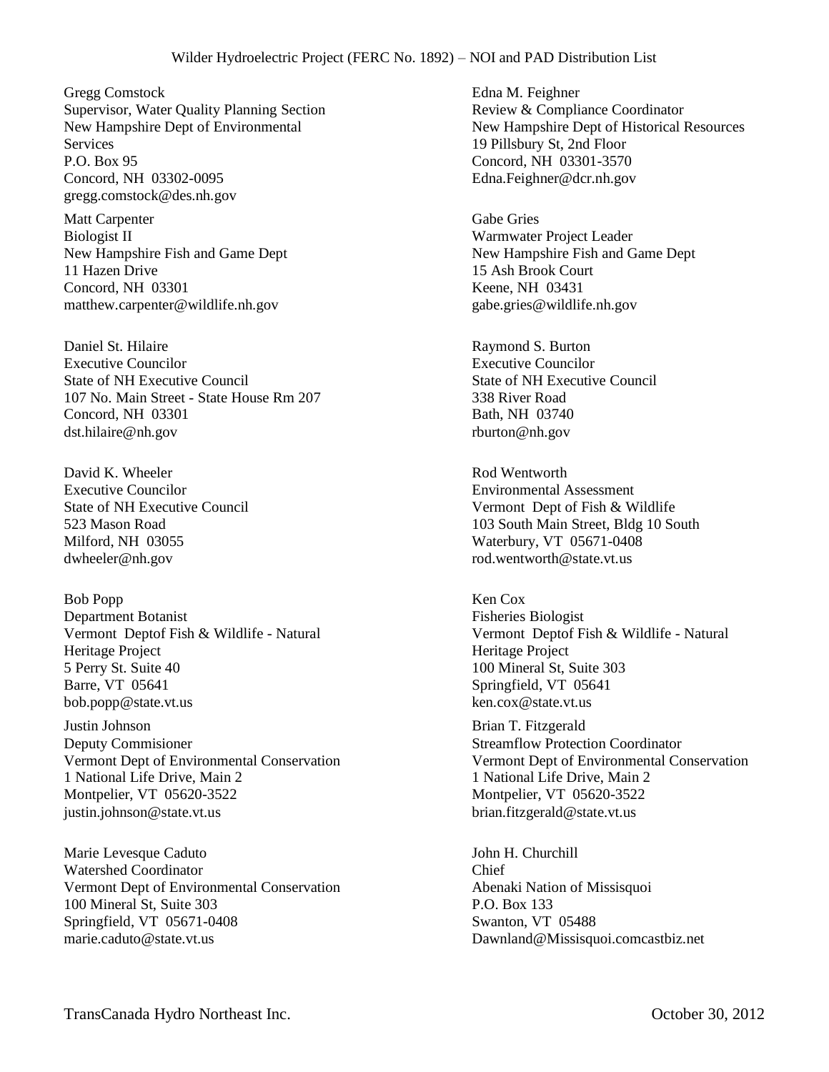Gregg Comstock
Supervisor, Water Quality Planning Section
New Hampshire Dept of Environmental Services
P.O. Box 95
Concord, NH 03302-0095
gregg.comstock@des.nh.gov

Edna M. Feighner
Review & Compliance Coordinator
New Hampshire Dept of Historical Resources
19 Pillsbury St, 2nd Floor
Concord, NH 03301-3570
Edna.Feighner@dcr.nh.gov

Matt Carpenter
Biologist II
New Hampshire Fish and Game Dept
11 Hazen Drive
Concord, NH 03301
matthew.carpenter@wildlife.nh.gov

Gabe Gries
Warmwater Project Leader
New Hampshire Fish and Game Dept
15 Ash Brook Court
Keene, NH 03431
gabe.gries@wildlife.nh.gov

Daniel St. Hilaire
Executive Councilor
State of NH Executive Council
107 No. Main Street - State House Rm 207
Concord, NH 03301
dst.hilaire@nh.gov

Raymond S. Burton
Executive Councilor
State of NH Executive Council
338 River Road
Bath, NH 03740
rburton@nh.gov

David K. Wheeler
Executive Councilor
State of NH Executive Council
523 Mason Road
Milford, NH 03055
dwheeler@nh.gov

Rod Wentworth
Environmental Assessment
Vermont Dept of Fish & Wildlife
103 South Main Street, Bldg 10 South
Waterbury, VT 05671-0408
rod.wentworth@state.vt.us

Bob Popp
Department Botanist
Vermont Deptof Fish & Wildlife - Natural Heritage Project
5 Perry St. Suite 40
Barre, VT 05641
bob.popp@state.vt.us

Ken Cox
Fisheries Biologist
Vermont Deptof Fish & Wildlife - Natural Heritage Project
100 Mineral St, Suite 303
Springfield, VT 05641
ken.cox@state.vt.us

Justin Johnson
Deputy Commisioner
Vermont Dept of Environmental Conservation
1 National Life Drive, Main 2
Montpelier, VT 05620-3522
justin.johnson@state.vt.us

Brian T. Fitzgerald
Streamflow Protection Coordinator
Vermont Dept of Environmental Conservation
1 National Life Drive, Main 2
Montpelier, VT 05620-3522
brian.fitzgerald@state.vt.us

Marie Levesque Caduto
Watershed Coordinator
Vermont Dept of Environmental Conservation
100 Mineral St, Suite 303
Springfield, VT 05671-0408
marie.caduto@state.vt.us

John H. Churchill
Chief
Abenaki Nation of Missisquoi
P.O. Box 133
Swanton, VT 05488
Dawnland@Missisquoi.comcastbiz.net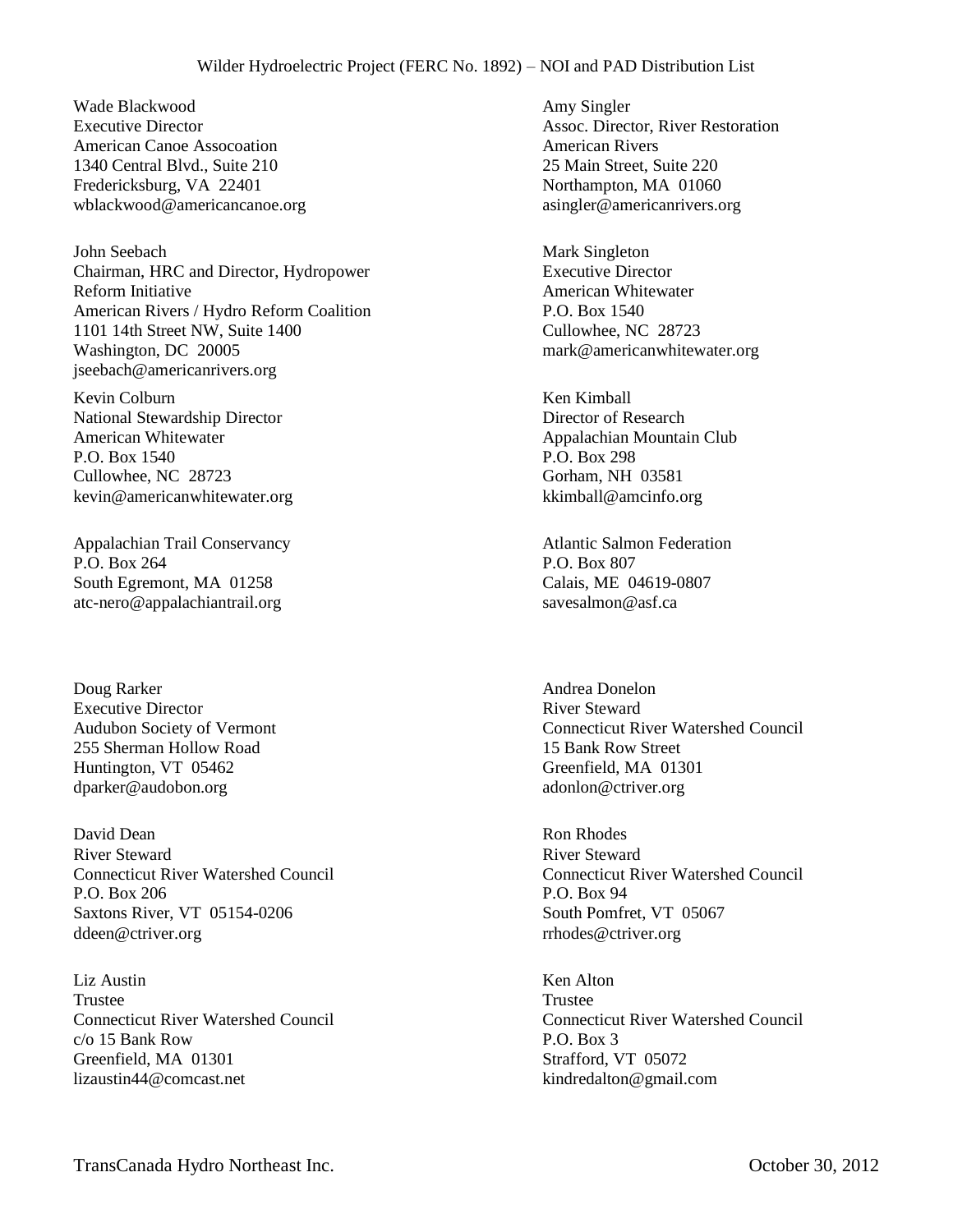Wilder Hydroelectric Project (FERC No. 1892) – NOI and PAD Distribution List

Wade Blackwood
Executive Director
American Canoe Assocoation
1340 Central Blvd., Suite 210
Fredericksburg, VA 22401
wblackwood@americancanoe.org

Amy Singler
Assoc. Director, River Restoration
American Rivers
25 Main Street, Suite 220
Northampton, MA 01060
asingler@americanrivers.org

John Seebach
Chairman, HRC and Director, Hydropower Reform Initiative
American Rivers / Hydro Reform Coalition
1101 14th Street NW, Suite 1400
Washington, DC 20005
jseebach@americanrivers.org

Mark Singleton
Executive Director
American Whitewater
P.O. Box 1540
Cullowhee, NC 28723
mark@americanwhitewater.org

Kevin Colburn
National Stewardship Director
American Whitewater
P.O. Box 1540
Cullowhee, NC 28723
kevin@americanwhitewater.org

Ken Kimball
Director of Research
Appalachian Mountain Club
P.O. Box 298
Gorham, NH 03581
kkimball@amcinfo.org

Appalachian Trail Conservancy
P.O. Box 264
South Egremont, MA 01258
atc-nero@appalachiantrail.org

Atlantic Salmon Federation
P.O. Box 807
Calais, ME 04619-0807
savesalmon@asf.ca

Doug Rarker
Executive Director
Audubon Society of Vermont
255 Sherman Hollow Road
Huntington, VT 05462
dparker@audobon.org

Andrea Donelon
River Steward
Connecticut River Watershed Council
15 Bank Row Street
Greenfield, MA 01301
adonlon@ctriver.org

David Dean
River Steward
Connecticut River Watershed Council
P.O. Box 206
Saxtons River, VT 05154-0206
ddeen@ctriver.org

Ron Rhodes
River Steward
Connecticut River Watershed Council
P.O. Box 94
South Pomfret, VT 05067
rrhodes@ctriver.org

Liz Austin
Trustee
Connecticut River Watershed Council
c/o 15 Bank Row
Greenfield, MA 01301
lizaustin44@comcast.net

Ken Alton
Trustee
Connecticut River Watershed Council
P.O. Box 3
Strafford, VT 05072
kindredalton@gmail.com

TransCanada Hydro Northeast Inc. October 30, 2012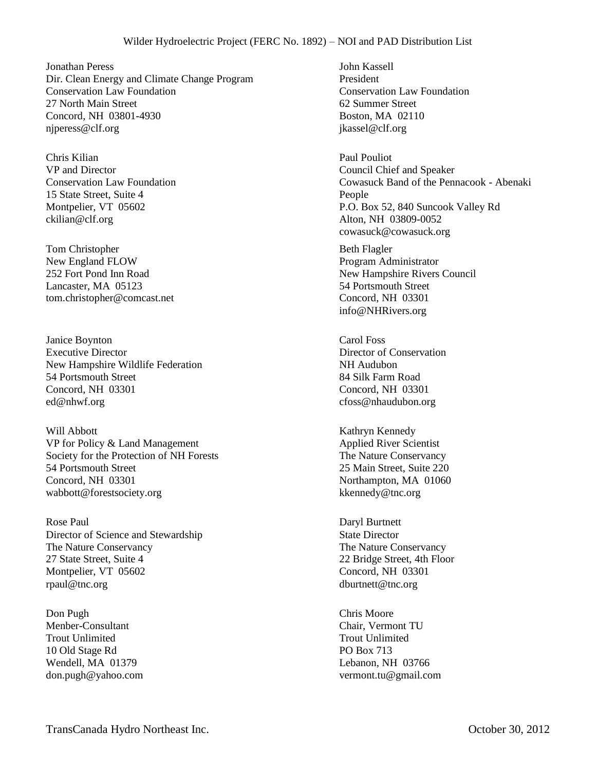Jonathan Peress
Dir. Clean Energy and Climate Change Program
Conservation Law Foundation
27 North Main Street
Concord, NH 03801-4930
njperess@clf.org

John Kassell
President
Conservation Law Foundation
62 Summer Street
Boston, MA 02110
jkassel@clf.org

Chris Kilian
VP and Director
Conservation Law Foundation
15 State Street, Suite 4
Montpelier, VT 05602
ckilian@clf.org

Paul Pouliot
Council Chief and Speaker
Cowasuck Band of the Pennacook - Abenaki People
P.O. Box 52, 840 Suncook Valley Rd
Alton, NH 03809-0052
cowasuck@cowasuck.org

Tom Christopher
New England FLOW
252 Fort Pond Inn Road
Lancaster, MA 05123
tom.christopher@comcast.net

Beth Flagler
Program Administrator
New Hampshire Rivers Council
54 Portsmouth Street
Concord, NH 03301
info@NHRivers.org

Janice Boynton
Executive Director
New Hampshire Wildlife Federation
54 Portsmouth Street
Concord, NH 03301
ed@nhwf.org

Carol Foss
Director of Conservation
NH Audubon
84 Silk Farm Road
Concord, NH 03301
cfoss@nhaudubon.org

Will Abbott
VP for Policy & Land Management
Society for the Protection of NH Forests
54 Portsmouth Street
Concord, NH 03301
wabbott@forestsociety.org

Kathryn Kennedy
Applied River Scientist
The Nature Conservancy
25 Main Street, Suite 220
Northampton, MA 01060
kkennedy@tnc.org

Rose Paul
Director of Science and Stewardship
The Nature Conservancy
27 State Street, Suite 4
Montpelier, VT 05602
rpaul@tnc.org

Daryl Burtnett
State Director
The Nature Conservancy
22 Bridge Street, 4th Floor
Concord, NH 03301
dburtnett@tnc.org

Don Pugh
Menber-Consultant
Trout Unlimited
10 Old Stage Rd
Wendell, MA 01379
don.pugh@yahoo.com

Chris Moore
Chair, Vermont TU
Trout Unlimited
PO Box 713
Lebanon, NH 03766
vermont.tu@gmail.com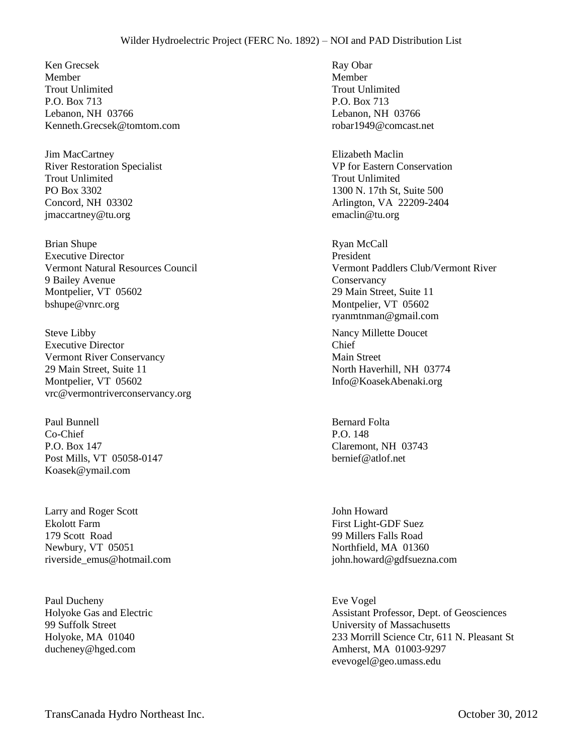Ken Grecsek
Member
Trout Unlimited
P.O. Box 713
Lebanon, NH 03766
Kenneth.Grecsek@tomtom.com

Ray Obar
Member
Trout Unlimited
P.O. Box 713
Lebanon, NH 03766
robar1949@comcast.net

Jim MacCartney
River Restoration Specialist
Trout Unlimited
PO Box 3302
Concord, NH 03302
jmaccartney@tu.org

Elizabeth Maclin
VP for Eastern Conservation
Trout Unlimited
1300 N. 17th St, Suite 500
Arlington, VA 22209-2404
emaclin@tu.org

Brian Shupe
Executive Director
Vermont Natural Resources Council
9 Bailey Avenue
Montpelier, VT 05602
bshupe@vnrc.org

Ryan McCall
President
Vermont Paddlers Club/Vermont River Conservancy
29 Main Street, Suite 11
Montpelier, VT 05602
ryanmtnman@gmail.com

Steve Libby
Executive Director
Vermont River Conservancy
29 Main Street, Suite 11
Montpelier, VT 05602
vrc@vermontriverconservancy.org

Nancy Millette Doucet
Chief
Main Street
North Haverhill, NH 03774
Info@KoasekAbenaki.org

Paul Bunnell
Co-Chief
P.O. Box 147
Post Mills, VT 05058-0147
Koasek@ymail.com

Bernard Folta
P.O. 148
Claremont, NH 03743
bernief@atlof.net

Larry and Roger Scott
Ekolott Farm
179 Scott Road
Newbury, VT 05051
riverside_emus@hotmail.com

John Howard
First Light-GDF Suez
99 Millers Falls Road
Northfield, MA 01360
john.howard@gdfsuezna.com

Paul Ducheny
Holyoke Gas and Electric
99 Suffolk Street
Holyoke, MA 01040
ducheney@hged.com

Eve Vogel
Assistant Professor, Dept. of Geosciences
University of Massachusetts
233 Morrill Science Ctr, 611 N. Pleasant St
Amherst, MA 01003-9297
evevogel@geo.umass.edu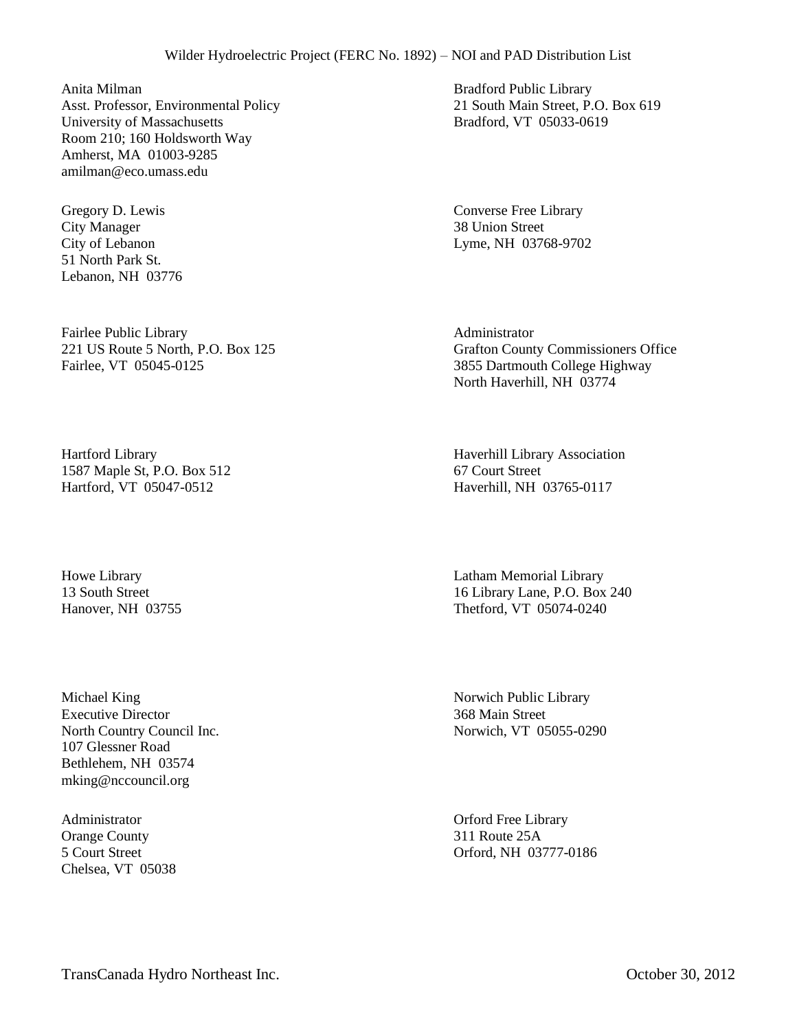Anita Milman
Asst. Professor, Environmental Policy
University of Massachusetts
Room 210; 160 Holdsworth Way
Amherst, MA 01003-9285
amilman@eco.umass.edu

Bradford Public Library
21 South Main Street, P.O. Box 619
Bradford, VT 05033-0619

Gregory D. Lewis
City Manager
City of Lebanon
51 North Park St.
Lebanon, NH 03776

Converse Free Library
38 Union Street
Lyme, NH 03768-9702

Fairlee Public Library
221 US Route 5 North, P.O. Box 125
Fairlee, VT 05045-0125

Administrator
Grafton County Commissioners Office
3855 Dartmouth College Highway
North Haverhill, NH 03774

Hartford Library
1587 Maple St, P.O. Box 512
Hartford, VT 05047-0512

Haverhill Library Association
67 Court Street
Haverhill, NH 03765-0117

Howe Library
13 South Street
Hanover, NH 03755

Latham Memorial Library
16 Library Lane, P.O. Box 240
Thetford, VT 05074-0240

Michael King
Executive Director
North Country Council Inc.
107 Glessner Road
Bethlehem, NH 03574
mking@nccouncil.org

Norwich Public Library
368 Main Street
Norwich, VT 05055-0290

Administrator
Orange County
5 Court Street
Chelsea, VT 05038

Orford Free Library
311 Route 25A
Orford, NH 03777-0186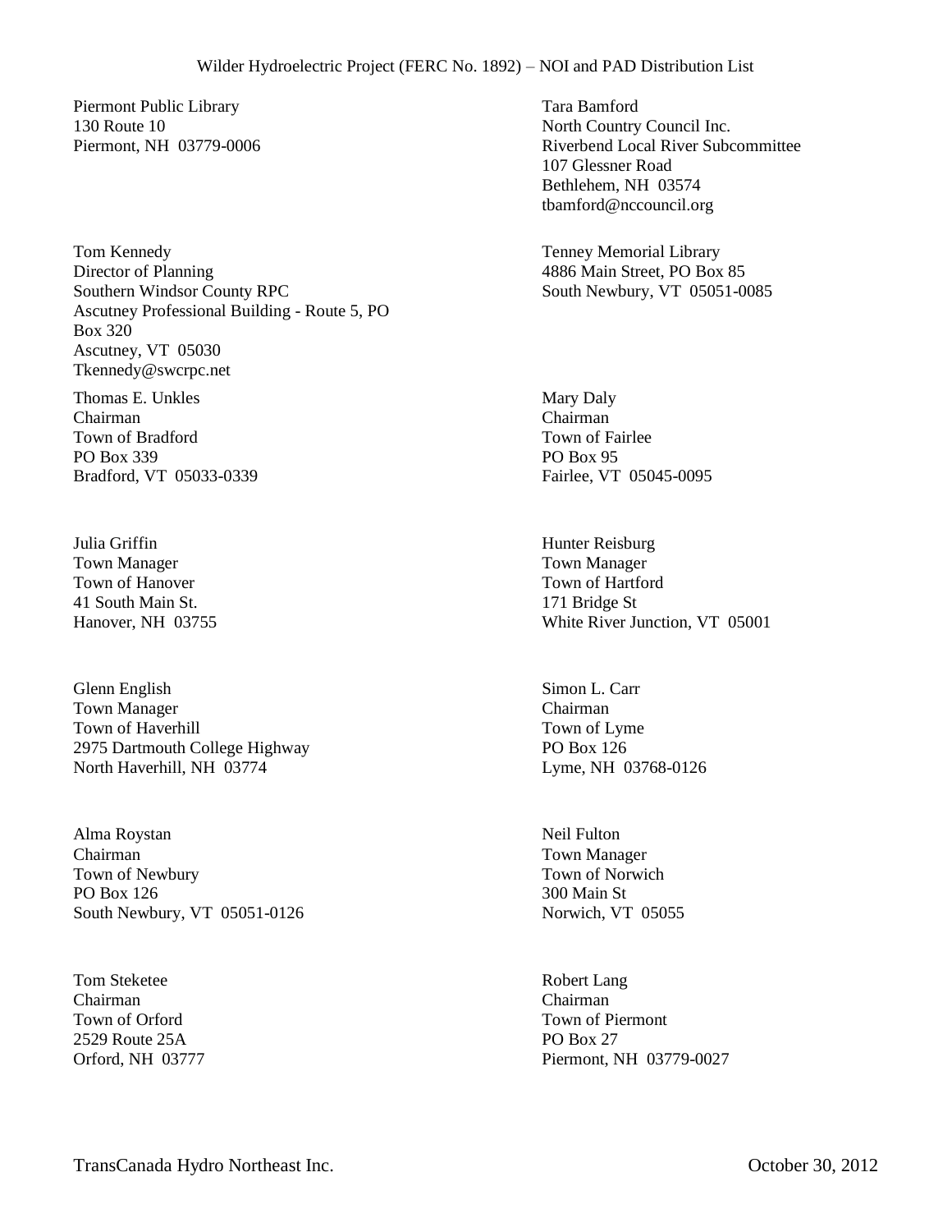Piermont Public Library
130 Route 10
Piermont, NH 03779-0006

Tara Bamford
North Country Council Inc.
Riverbend Local River Subcommittee
107 Glessner Road
Bethlehem, NH 03574
tbamford@nccouncil.org

Tom Kennedy
Director of Planning
Southern Windsor County RPC
Ascutney Professional Building - Route 5, PO Box 320
Ascutney, VT 05030
Tkennedy@swcrpc.net

Tenney Memorial Library
4886 Main Street, PO Box 85
South Newbury, VT 05051-0085

Thomas E. Unkles
Chairman
Town of Bradford
PO Box 339
Bradford, VT 05033-0339

Mary Daly
Chairman
Town of Fairlee
PO Box 95
Fairlee, VT 05045-0095

Julia Griffin
Town Manager
Town of Hanover
41 South Main St.
Hanover, NH 03755

Hunter Reisburg
Town Manager
Town of Hartford
171 Bridge St
White River Junction, VT 05001

Glenn English
Town Manager
Town of Haverhill
2975 Dartmouth College Highway
North Haverhill, NH 03774

Simon L. Carr
Chairman
Town of Lyme
PO Box 126
Lyme, NH 03768-0126

Alma Roystan
Chairman
Town of Newbury
PO Box 126
South Newbury, VT 05051-0126

Neil Fulton
Town Manager
Town of Norwich
300 Main St
Norwich, VT 05055

Tom Steketee
Chairman
Town of Orford
2529 Route 25A
Orford, NH 03777

Robert Lang
Chairman
Town of Piermont
PO Box 27
Piermont, NH 03779-0027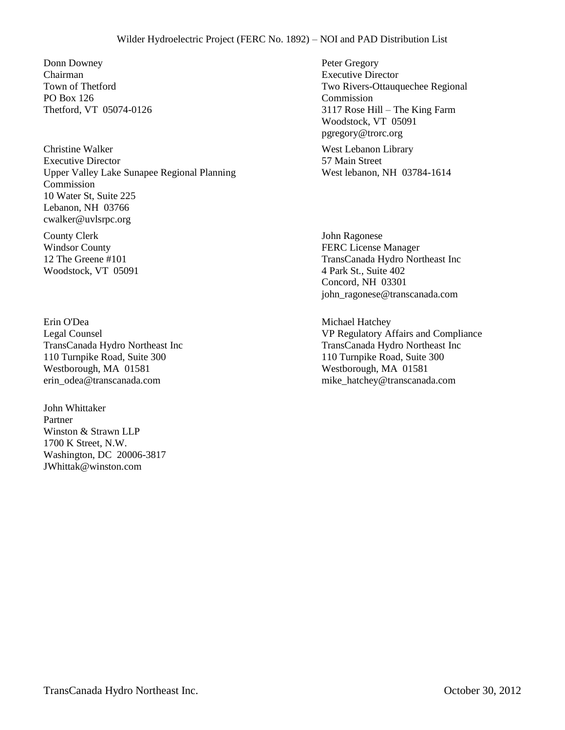Donn Downey
Chairman
Town of Thetford
PO Box 126
Thetford, VT 05074-0126

Peter Gregory
Executive Director
Two Rivers-Ottauquechee Regional Commission
3117 Rose Hill – The King Farm
Woodstock, VT 05091
pgregory@trorc.org

Christine Walker
Executive Director
Upper Valley Lake Sunapee Regional Planning Commission
10 Water St, Suite 225
Lebanon, NH 03766
cwalker@uvlsrpc.org

West Lebanon Library
57 Main Street
West lebanon, NH 03784-1614

County Clerk
Windsor County
12 The Greene #101
Woodstock, VT 05091

John Ragonese
FERC License Manager
TransCanada Hydro Northeast Inc
4 Park St., Suite 402
Concord, NH 03301
john_ragonese@transcanada.com

Erin O'Dea
Legal Counsel
TransCanada Hydro Northeast Inc
110 Turnpike Road, Suite 300
Westborough, MA 01581
erin_odea@transcanada.com

Michael Hatchey
VP Regulatory Affairs and Compliance
TransCanada Hydro Northeast Inc
110 Turnpike Road, Suite 300
Westborough, MA 01581
mike_hatchey@transcanada.com

John Whittaker
Partner
Winston & Strawn LLP
1700 K Street, N.W.
Washington, DC 20006-3817
JWhittak@winston.com